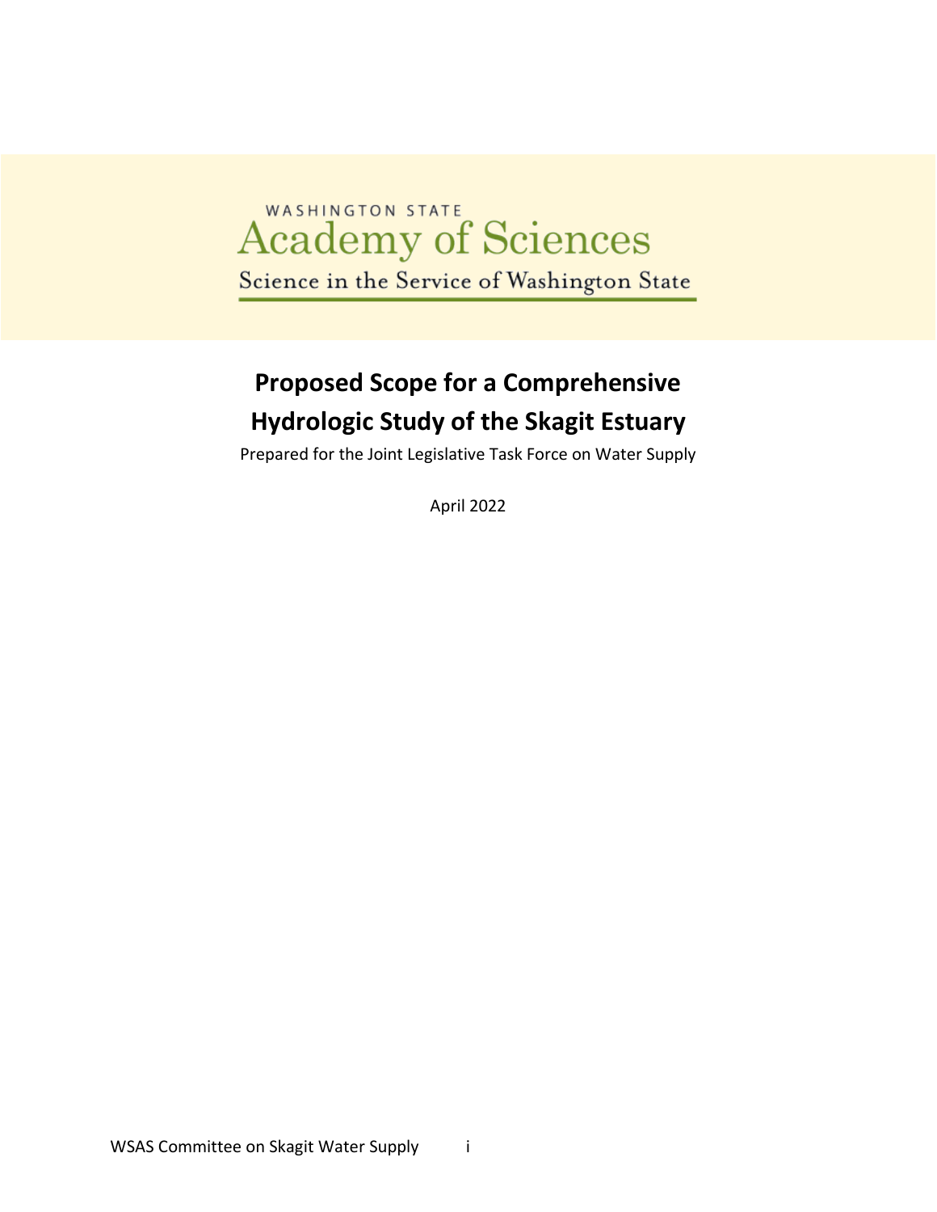WASHINGTON STATE
Academy of Sciences
Science in the Service of Washington State

# Proposed Scope for a Comprehensive Hydrologic Study of the Skagit Estuary

Prepared for the Joint Legislative Task Force on Water Supply

April 2022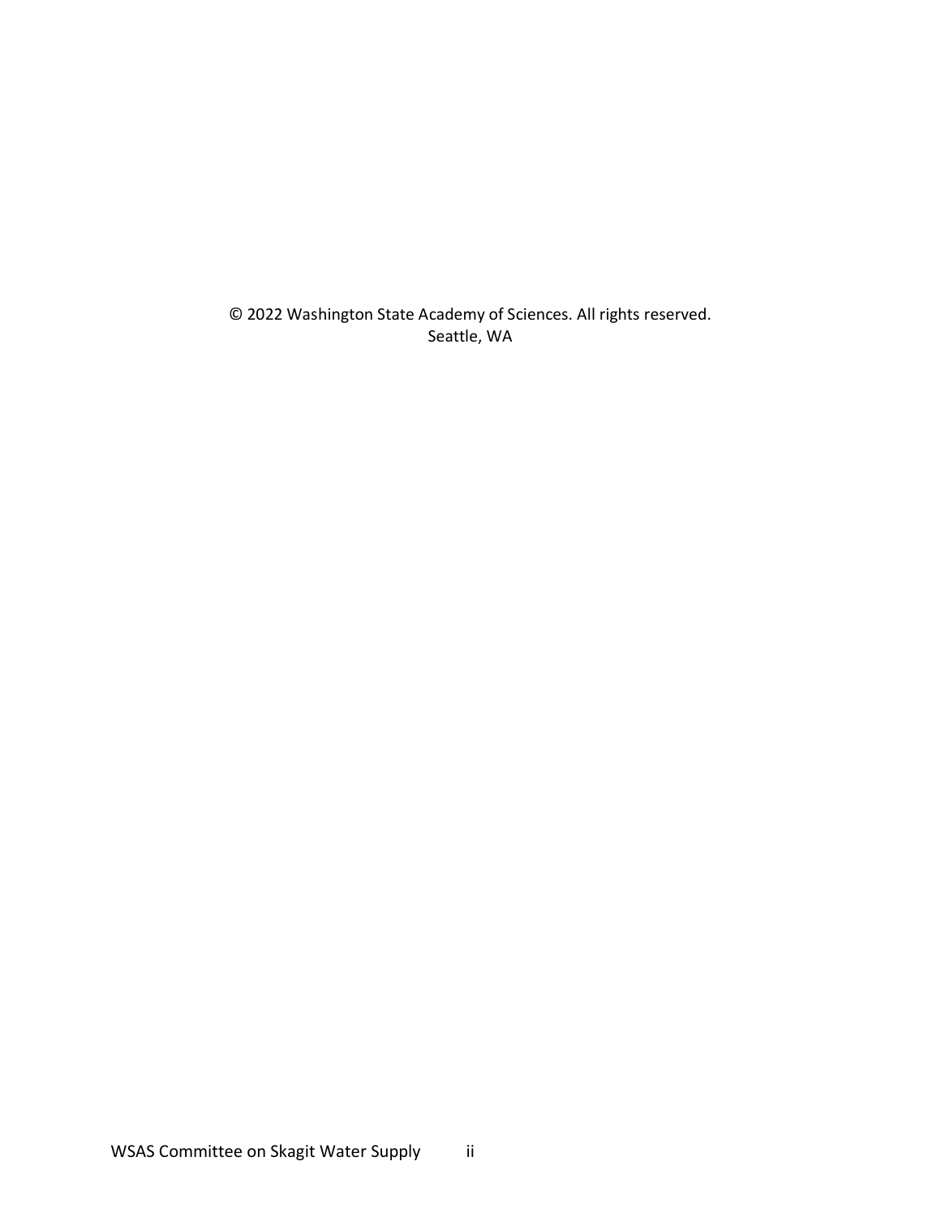© 2022 Washington State Academy of Sciences. All rights reserved.
Seattle, WA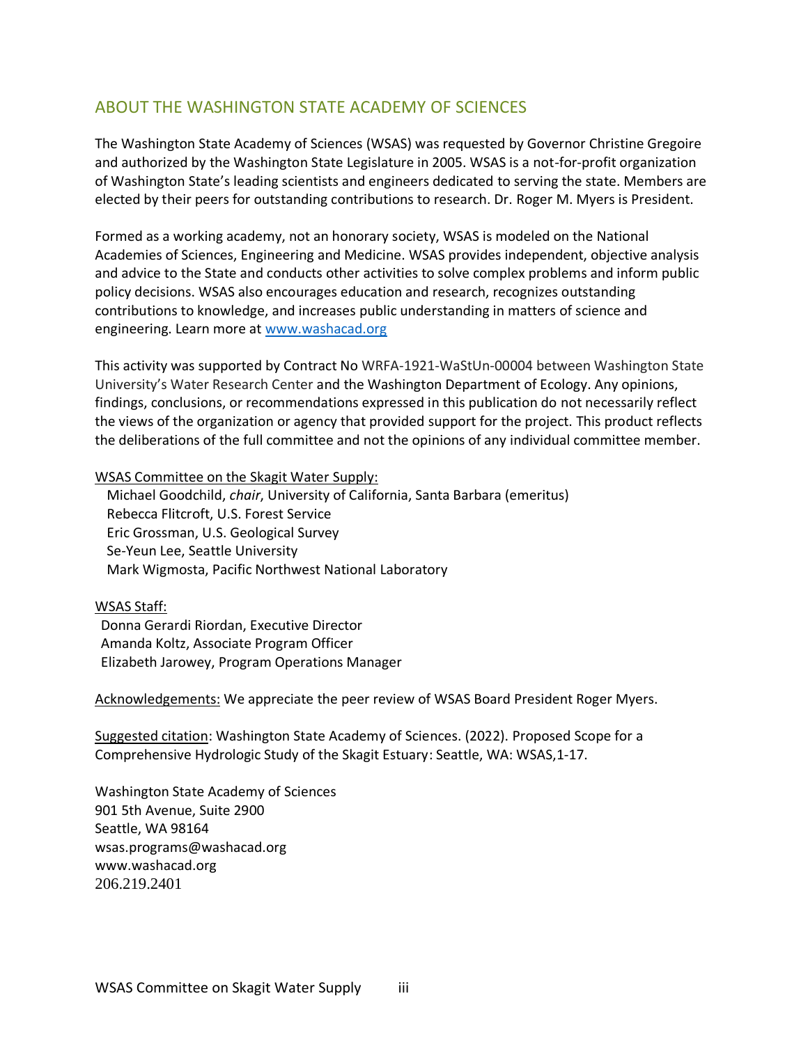## ABOUT THE WASHINGTON STATE ACADEMY OF SCIENCES

The Washington State Academy of Sciences (WSAS) was requested by Governor Christine Gregoire and authorized by the Washington State Legislature in 2005. WSAS is a not-for-profit organization of Washington State's leading scientists and engineers dedicated to serving the state. Members are elected by their peers for outstanding contributions to research. Dr. Roger M. Myers is President.

Formed as a working academy, not an honorary society, WSAS is modeled on the National Academies of Sciences, Engineering and Medicine. WSAS provides independent, objective analysis and advice to the State and conducts other activities to solve complex problems and inform public policy decisions. WSAS also encourages education and research, recognizes outstanding contributions to knowledge, and increases public understanding in matters of science and engineering. Learn more at [www.washacad.org](http://www.washacad.org)

This activity was supported by Contract No WRFA-1921-WaStUn-00004 between Washington State University's Water Research Center and the Washington Department of Ecology. Any opinions, findings, conclusions, or recommendations expressed in this publication do not necessarily reflect the views of the organization or agency that provided support for the project. This product reflects the deliberations of the full committee and not the opinions of any individual committee member.

WSAS Committee on the Skagit Water Supply:

Michael Goodchild, *chair*, University of California, Santa Barbara (emeritus)
Rebecca Flitcroft, U.S. Forest Service
Eric Grossman, U.S. Geological Survey
Se-Yeun Lee, Seattle University
Mark Wigmosta, Pacific Northwest National Laboratory

WSAS Staff:

Donna Gerardi Riordan, Executive Director
Amanda Koltz, Associate Program Officer
Elizabeth Jarowey, Program Operations Manager

Acknowledgements: We appreciate the peer review of WSAS Board President Roger Myers.

Suggested citation: Washington State Academy of Sciences. (2022). Proposed Scope for a Comprehensive Hydrologic Study of the Skagit Estuary: Seattle, WA: WSAS,1-17.

Washington State Academy of Sciences
901 5th Avenue, Suite 2900
Seattle, WA 98164
wsas.programs@washacad.org
www.washacad.org
206.219.2401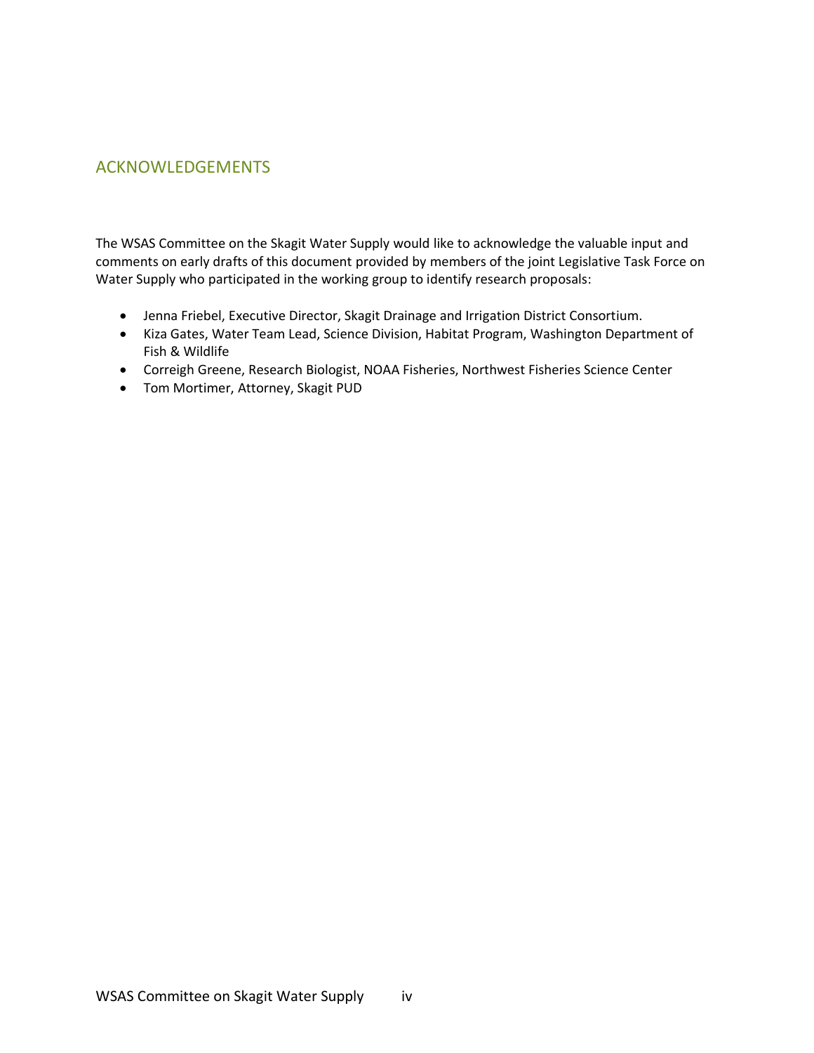## ACKNOWLEDGEMENTS

The WSAS Committee on the Skagit Water Supply would like to acknowledge the valuable input and comments on early drafts of this document provided by members of the joint Legislative Task Force on Water Supply who participated in the working group to identify research proposals:

- Jenna Friebel, Executive Director, Skagit Drainage and Irrigation District Consortium.
- Kiza Gates, Water Team Lead, Science Division, Habitat Program, Washington Department of Fish & Wildlife
- Correigh Greene, Research Biologist, NOAA Fisheries, Northwest Fisheries Science Center
- Tom Mortimer, Attorney, Skagit PUD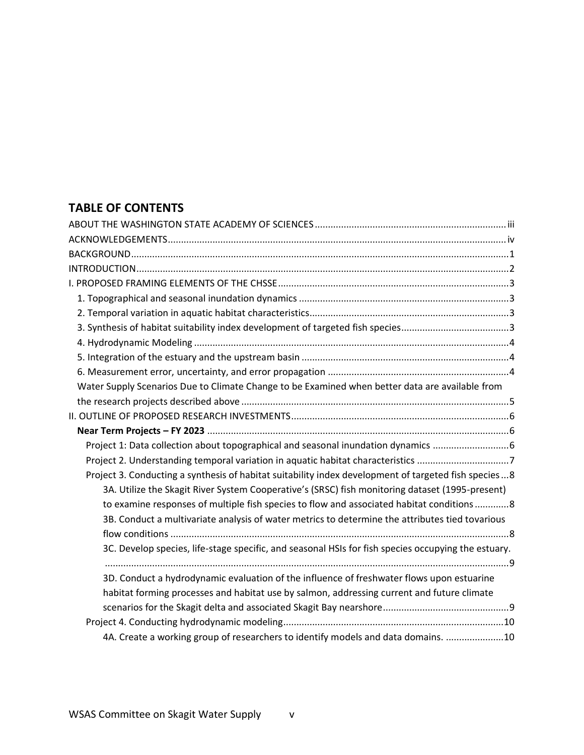## TABLE OF CONTENTS

ABOUT THE WASHINGTON STATE ACADEMY OF SCIENCES ........ iii

ACKNOWLEDGEMENTS ........ iv

BACKGROUND ........ 1

INTRODUCTION ........ 2

I. PROPOSED FRAMING ELEMENTS OF THE CHSSE ........ 3

- 1. Topographical and seasonal inundation dynamics ........ 3
- 2. Temporal variation in aquatic habitat characteristics ........ 3
- 3. Synthesis of habitat suitability index development of targeted fish species ........ 3
- 4. Hydrodynamic Modeling ........ 4
- 5. Integration of the estuary and the upstream basin ........ 4
- 6. Measurement error, uncertainty, and error propagation ........ 4
- Water Supply Scenarios Due to Climate Change to be Examined when better data are available from the research projects described above ........ 5

II. OUTLINE OF PROPOSED RESEARCH INVESTMENTS ........ 6

- **Near Term Projects – FY 2023** ........ 6
  - Project 1: Data collection about topographical and seasonal inundation dynamics ........ 6
  - Project 2. Understanding temporal variation in aquatic habitat characteristics ........ 7
  - Project 3. Conducting a synthesis of habitat suitability index development of targeted fish species ... 8
    - 3A. Utilize the Skagit River System Cooperative's (SRSC) fish monitoring dataset (1995-present) to examine responses of multiple fish species to flow and associated habitat conditions ........ 8
    - 3B. Conduct a multivariate analysis of water metrics to determine the attributes tied tovarious flow conditions ........ 8
    - 3C. Develop species, life-stage specific, and seasonal HSIs for fish species occupying the estuary. ........ 9
    - 3D. Conduct a hydrodynamic evaluation of the influence of freshwater flows upon estuarine habitat forming processes and habitat use by salmon, addressing current and future climate scenarios for the Skagit delta and associated Skagit Bay nearshore ........ 9
  - Project 4. Conducting hydrodynamic modeling ........ 10
    - 4A. Create a working group of researchers to identify models and data domains. ........ 10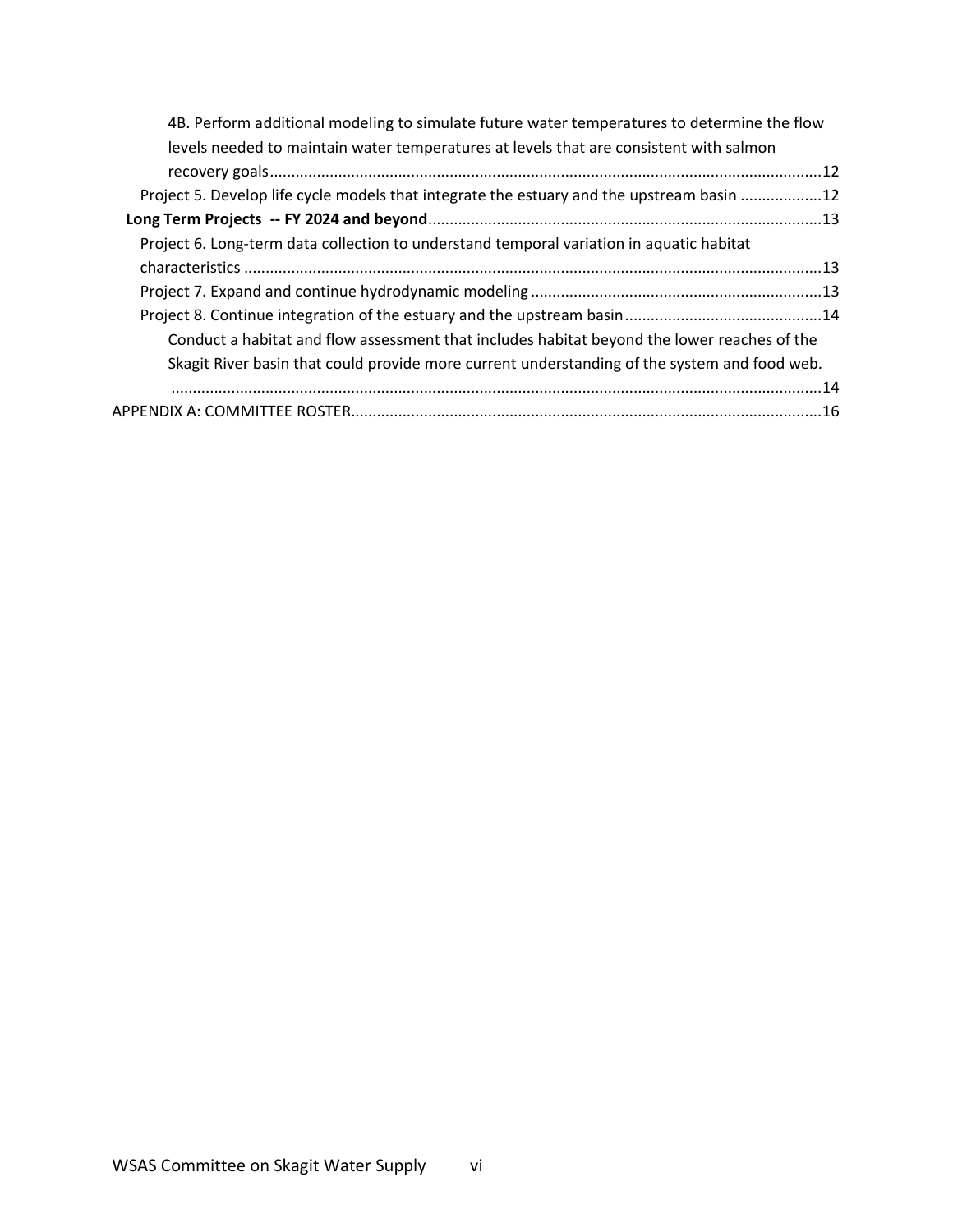- 4B. Perform additional modeling to simulate future water temperatures to determine the flow levels needed to maintain water temperatures at levels that are consistent with salmon recovery goals ..... 12
- Project 5. Develop life cycle models that integrate the estuary and the upstream basin ..... 12

**Long Term Projects -- FY 2024 and beyond** ..... 13

- Project 6. Long-term data collection to understand temporal variation in aquatic habitat characteristics ..... 13
- Project 7. Expand and continue hydrodynamic modeling ..... 13
- Project 8. Continue integration of the estuary and the upstream basin ..... 14
  - Conduct a habitat and flow assessment that includes habitat beyond the lower reaches of the Skagit River basin that could provide more current understanding of the system and food web. ..... 14

APPENDIX A: COMMITTEE ROSTER ..... 16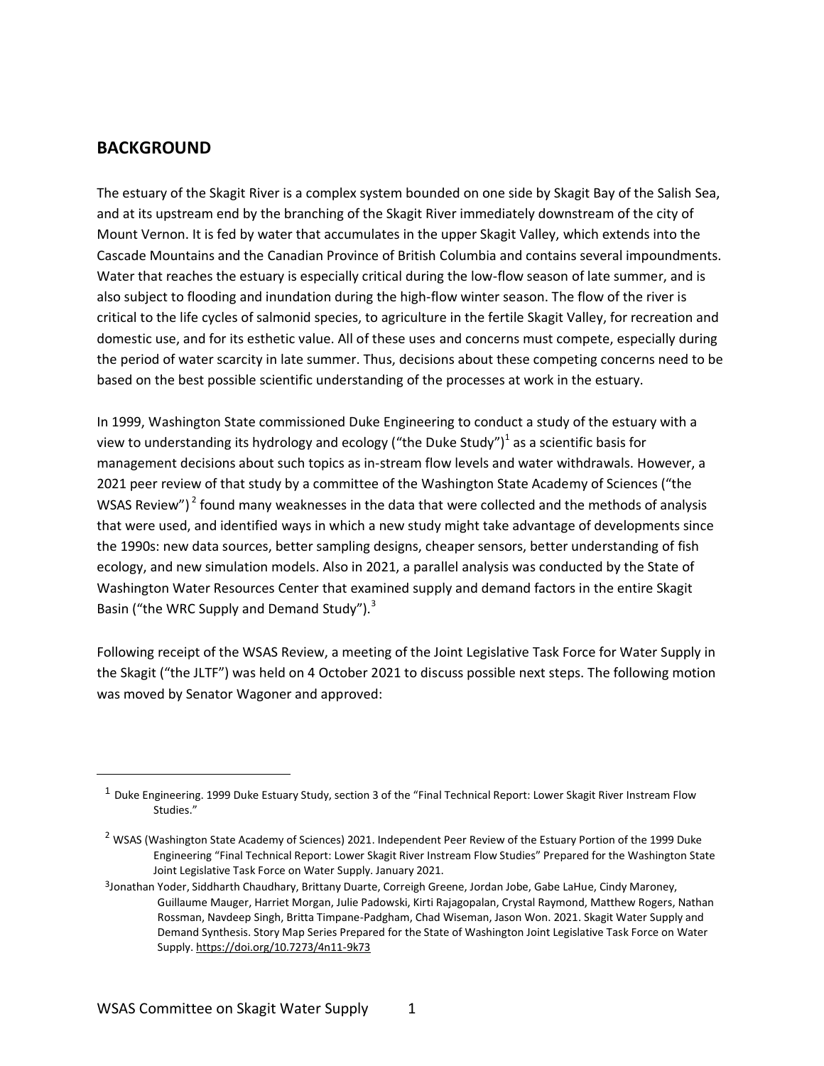## BACKGROUND

The estuary of the Skagit River is a complex system bounded on one side by Skagit Bay of the Salish Sea, and at its upstream end by the branching of the Skagit River immediately downstream of the city of Mount Vernon. It is fed by water that accumulates in the upper Skagit Valley, which extends into the Cascade Mountains and the Canadian Province of British Columbia and contains several impoundments. Water that reaches the estuary is especially critical during the low-flow season of late summer, and is also subject to flooding and inundation during the high-flow winter season. The flow of the river is critical to the life cycles of salmonid species, to agriculture in the fertile Skagit Valley, for recreation and domestic use, and for its esthetic value. All of these uses and concerns must compete, especially during the period of water scarcity in late summer. Thus, decisions about these competing concerns need to be based on the best possible scientific understanding of the processes at work in the estuary.

In 1999, Washington State commissioned Duke Engineering to conduct a study of the estuary with a view to understanding its hydrology and ecology ("the Duke Study")[1] as a scientific basis for management decisions about such topics as in-stream flow levels and water withdrawals. However, a 2021 peer review of that study by a committee of the Washington State Academy of Sciences ("the WSAS Review")[2] found many weaknesses in the data that were collected and the methods of analysis that were used, and identified ways in which a new study might take advantage of developments since the 1990s: new data sources, better sampling designs, cheaper sensors, better understanding of fish ecology, and new simulation models. Also in 2021, a parallel analysis was conducted by the State of Washington Water Resources Center that examined supply and demand factors in the entire Skagit Basin ("the WRC Supply and Demand Study").[3]

Following receipt of the WSAS Review, a meeting of the Joint Legislative Task Force for Water Supply in the Skagit ("the JLTF") was held on 4 October 2021 to discuss possible next steps. The following motion was moved by Senator Wagoner and approved:

---

[1] Duke Engineering. 1999 Duke Estuary Study, section 3 of the "Final Technical Report: Lower Skagit River Instream Flow Studies."

[2] WSAS (Washington State Academy of Sciences) 2021. Independent Peer Review of the Estuary Portion of the 1999 Duke Engineering "Final Technical Report: Lower Skagit River Instream Flow Studies" Prepared for the Washington State Joint Legislative Task Force on Water Supply. January 2021.

[3] Jonathan Yoder, Siddharth Chaudhary, Brittany Duarte, Correigh Greene, Jordan Jobe, Gabe LaHue, Cindy Maroney, Guillaume Mauger, Harriet Morgan, Julie Padowski, Kirti Rajagopalan, Crystal Raymond, Matthew Rogers, Nathan Rossman, Navdeep Singh, Britta Timpane-Padgham, Chad Wiseman, Jason Won. 2021. Skagit Water Supply and Demand Synthesis. Story Map Series Prepared for the State of Washington Joint Legislative Task Force on Water Supply. https://doi.org/10.7273/4n11-9k73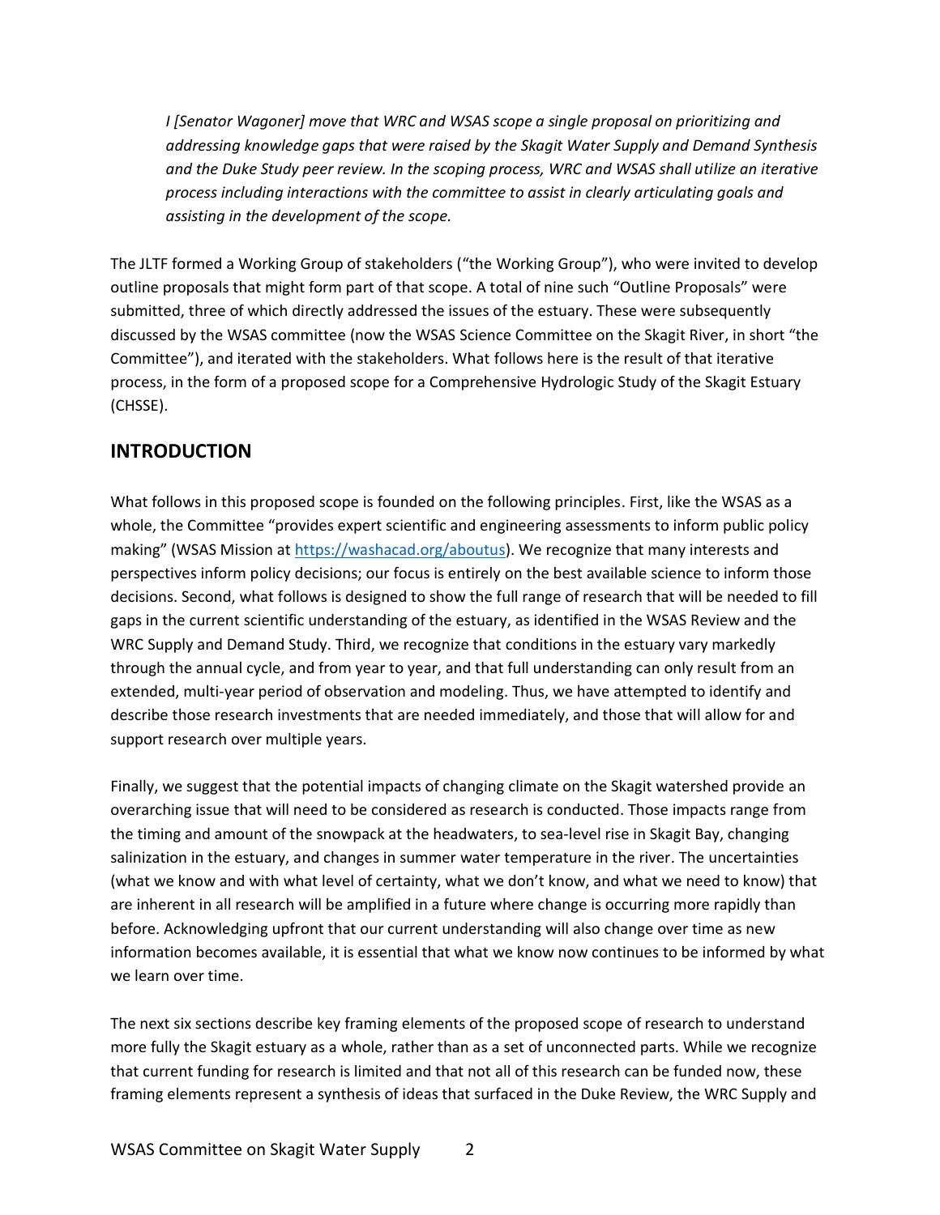*I [Senator Wagoner] move that WRC and WSAS scope a single proposal on prioritizing and addressing knowledge gaps that were raised by the Skagit Water Supply and Demand Synthesis and the Duke Study peer review. In the scoping process, WRC and WSAS shall utilize an iterative process including interactions with the committee to assist in clearly articulating goals and assisting in the development of the scope.*

The JLTF formed a Working Group of stakeholders ("the Working Group"), who were invited to develop outline proposals that might form part of that scope. A total of nine such "Outline Proposals" were submitted, three of which directly addressed the issues of the estuary. These were subsequently discussed by the WSAS committee (now the WSAS Science Committee on the Skagit River, in short "the Committee"), and iterated with the stakeholders. What follows here is the result of that iterative process, in the form of a proposed scope for a Comprehensive Hydrologic Study of the Skagit Estuary (CHSSE).

## INTRODUCTION

What follows in this proposed scope is founded on the following principles. First, like the WSAS as a whole, the Committee "provides expert scientific and engineering assessments to inform public policy making" (WSAS Mission at https://washacad.org/aboutus). We recognize that many interests and perspectives inform policy decisions; our focus is entirely on the best available science to inform those decisions. Second, what follows is designed to show the full range of research that will be needed to fill gaps in the current scientific understanding of the estuary, as identified in the WSAS Review and the WRC Supply and Demand Study. Third, we recognize that conditions in the estuary vary markedly through the annual cycle, and from year to year, and that full understanding can only result from an extended, multi-year period of observation and modeling. Thus, we have attempted to identify and describe those research investments that are needed immediately, and those that will allow for and support research over multiple years.

Finally, we suggest that the potential impacts of changing climate on the Skagit watershed provide an overarching issue that will need to be considered as research is conducted. Those impacts range from the timing and amount of the snowpack at the headwaters, to sea-level rise in Skagit Bay, changing salinization in the estuary, and changes in summer water temperature in the river. The uncertainties (what we know and with what level of certainty, what we don't know, and what we need to know) that are inherent in all research will be amplified in a future where change is occurring more rapidly than before. Acknowledging upfront that our current understanding will also change over time as new information becomes available, it is essential that what we know now continues to be informed by what we learn over time.

The next six sections describe key framing elements of the proposed scope of research to understand more fully the Skagit estuary as a whole, rather than as a set of unconnected parts. While we recognize that current funding for research is limited and that not all of this research can be funded now, these framing elements represent a synthesis of ideas that surfaced in the Duke Review, the WRC Supply and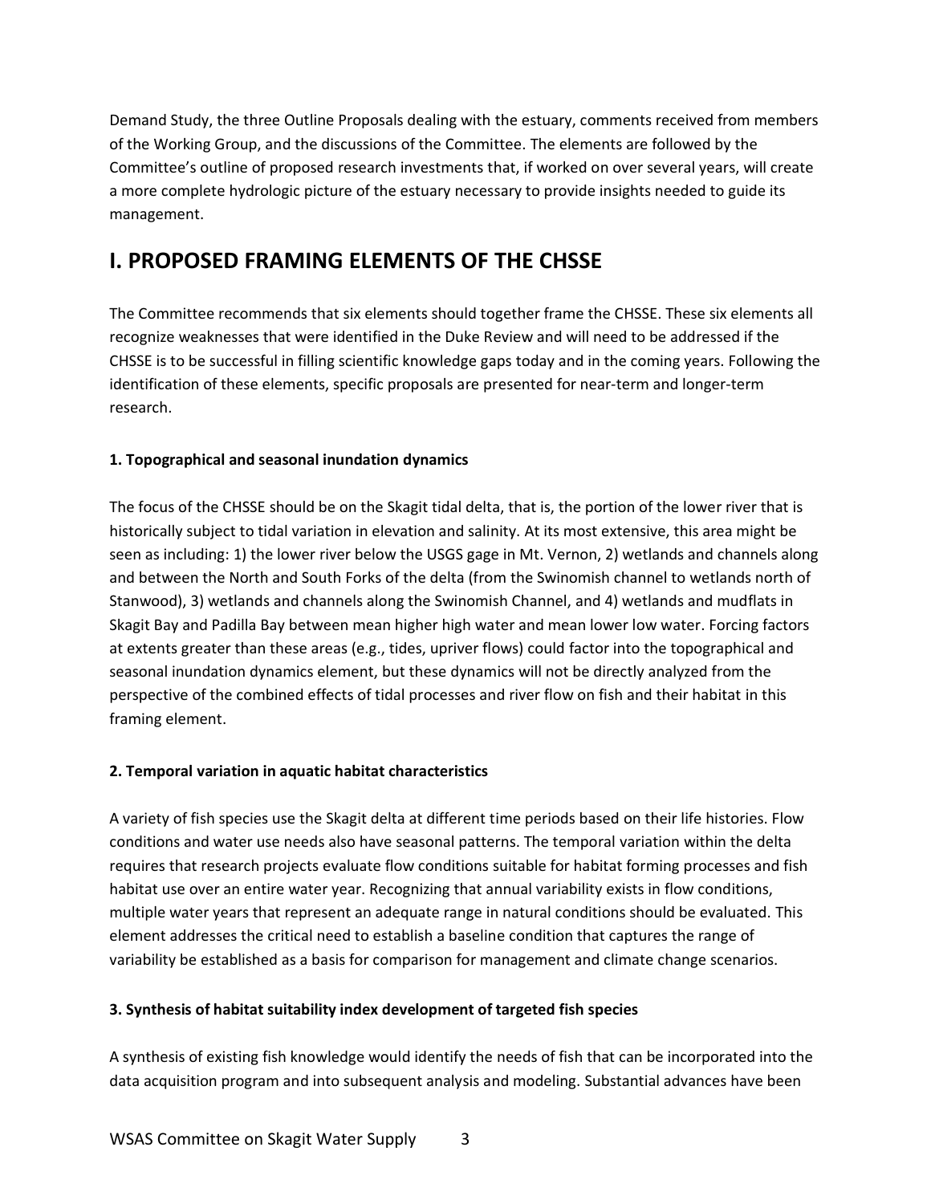Demand Study, the three Outline Proposals dealing with the estuary, comments received from members of the Working Group, and the discussions of the Committee. The elements are followed by the Committee's outline of proposed research investments that, if worked on over several years, will create a more complete hydrologic picture of the estuary necessary to provide insights needed to guide its management.

# I. PROPOSED FRAMING ELEMENTS OF THE CHSSE

The Committee recommends that six elements should together frame the CHSSE. These six elements all recognize weaknesses that were identified in the Duke Review and will need to be addressed if the CHSSE is to be successful in filling scientific knowledge gaps today and in the coming years. Following the identification of these elements, specific proposals are presented for near-term and longer-term research.

### 1. Topographical and seasonal inundation dynamics

The focus of the CHSSE should be on the Skagit tidal delta, that is, the portion of the lower river that is historically subject to tidal variation in elevation and salinity. At its most extensive, this area might be seen as including: 1) the lower river below the USGS gage in Mt. Vernon, 2) wetlands and channels along and between the North and South Forks of the delta (from the Swinomish channel to wetlands north of Stanwood), 3) wetlands and channels along the Swinomish Channel, and 4) wetlands and mudflats in Skagit Bay and Padilla Bay between mean higher high water and mean lower low water. Forcing factors at extents greater than these areas (e.g., tides, upriver flows) could factor into the topographical and seasonal inundation dynamics element, but these dynamics will not be directly analyzed from the perspective of the combined effects of tidal processes and river flow on fish and their habitat in this framing element.

### 2. Temporal variation in aquatic habitat characteristics

A variety of fish species use the Skagit delta at different time periods based on their life histories. Flow conditions and water use needs also have seasonal patterns. The temporal variation within the delta requires that research projects evaluate flow conditions suitable for habitat forming processes and fish habitat use over an entire water year. Recognizing that annual variability exists in flow conditions, multiple water years that represent an adequate range in natural conditions should be evaluated. This element addresses the critical need to establish a baseline condition that captures the range of variability be established as a basis for comparison for management and climate change scenarios.

### 3. Synthesis of habitat suitability index development of targeted fish species

A synthesis of existing fish knowledge would identify the needs of fish that can be incorporated into the data acquisition program and into subsequent analysis and modeling. Substantial advances have been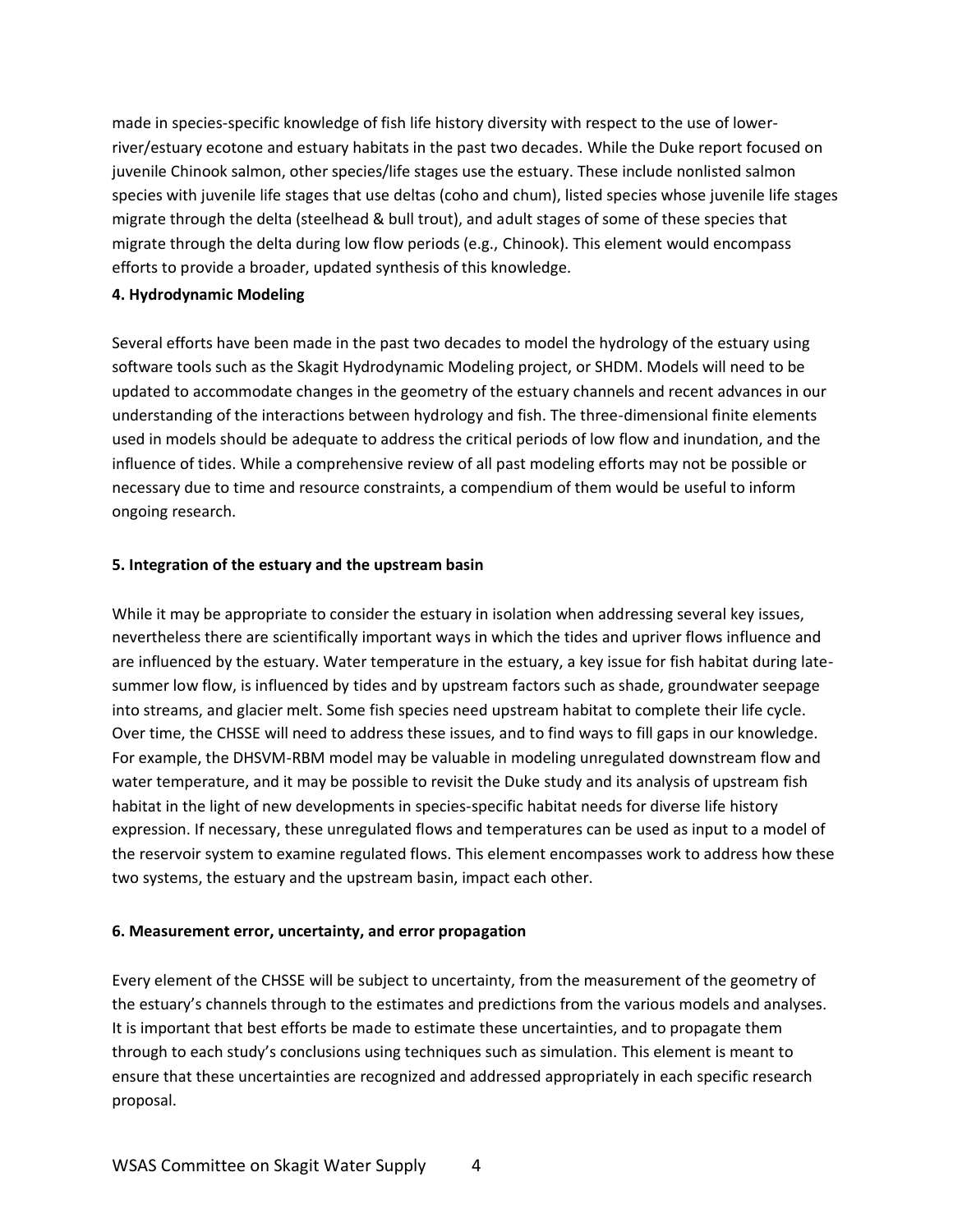made in species-specific knowledge of fish life history diversity with respect to the use of lower-river/estuary ecotone and estuary habitats in the past two decades. While the Duke report focused on juvenile Chinook salmon, other species/life stages use the estuary. These include nonlisted salmon species with juvenile life stages that use deltas (coho and chum), listed species whose juvenile life stages migrate through the delta (steelhead & bull trout), and adult stages of some of these species that migrate through the delta during low flow periods (e.g., Chinook). This element would encompass efforts to provide a broader, updated synthesis of this knowledge.

**4. Hydrodynamic Modeling**

Several efforts have been made in the past two decades to model the hydrology of the estuary using software tools such as the Skagit Hydrodynamic Modeling project, or SHDM. Models will need to be updated to accommodate changes in the geometry of the estuary channels and recent advances in our understanding of the interactions between hydrology and fish. The three-dimensional finite elements used in models should be adequate to address the critical periods of low flow and inundation, and the influence of tides. While a comprehensive review of all past modeling efforts may not be possible or necessary due to time and resource constraints, a compendium of them would be useful to inform ongoing research.

**5. Integration of the estuary and the upstream basin**

While it may be appropriate to consider the estuary in isolation when addressing several key issues, nevertheless there are scientifically important ways in which the tides and upriver flows influence and are influenced by the estuary. Water temperature in the estuary, a key issue for fish habitat during late-summer low flow, is influenced by tides and by upstream factors such as shade, groundwater seepage into streams, and glacier melt. Some fish species need upstream habitat to complete their life cycle. Over time, the CHSSE will need to address these issues, and to find ways to fill gaps in our knowledge. For example, the DHSVM-RBM model may be valuable in modeling unregulated downstream flow and water temperature, and it may be possible to revisit the Duke study and its analysis of upstream fish habitat in the light of new developments in species-specific habitat needs for diverse life history expression. If necessary, these unregulated flows and temperatures can be used as input to a model of the reservoir system to examine regulated flows. This element encompasses work to address how these two systems, the estuary and the upstream basin, impact each other.

**6. Measurement error, uncertainty, and error propagation**

Every element of the CHSSE will be subject to uncertainty, from the measurement of the geometry of the estuary's channels through to the estimates and predictions from the various models and analyses. It is important that best efforts be made to estimate these uncertainties, and to propagate them through to each study's conclusions using techniques such as simulation. This element is meant to ensure that these uncertainties are recognized and addressed appropriately in each specific research proposal.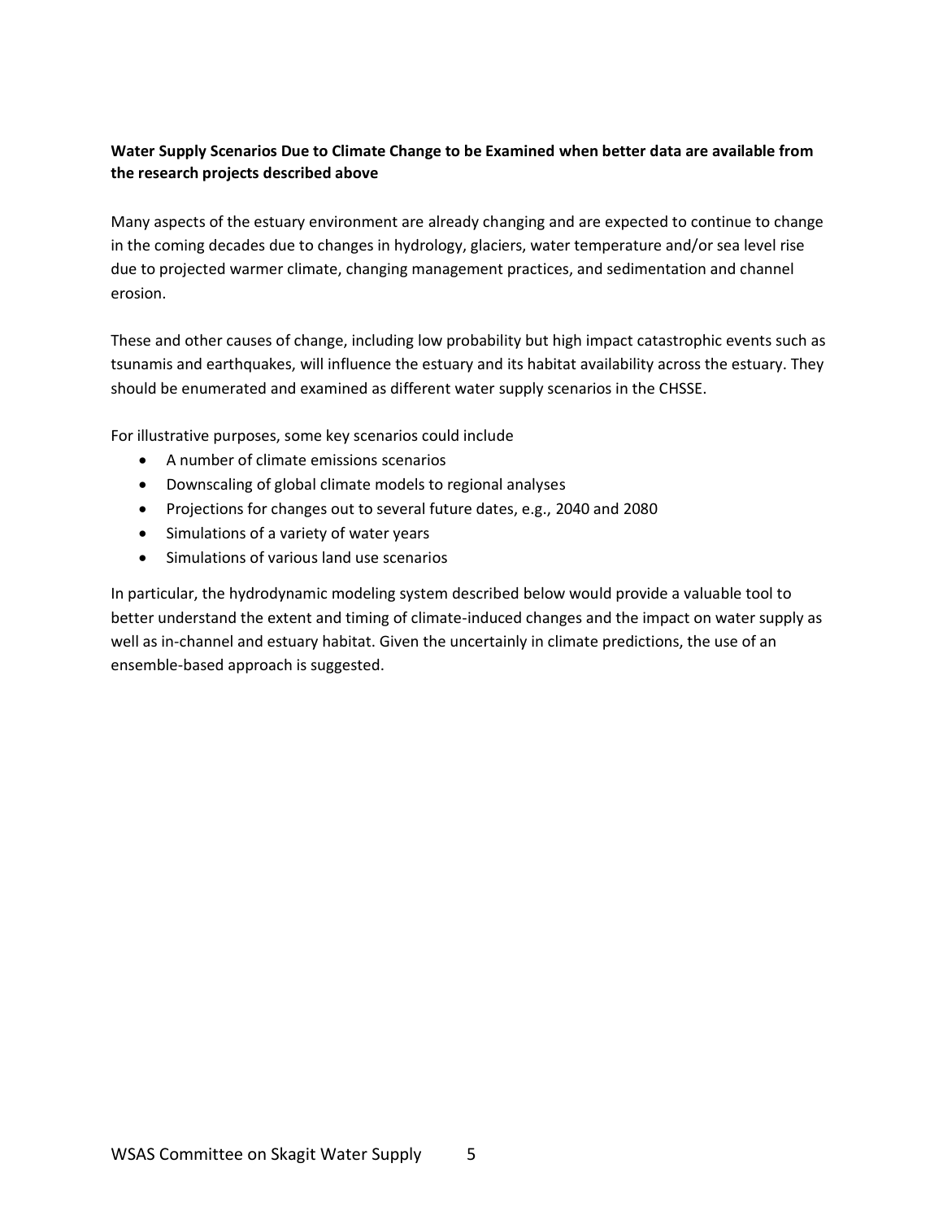**Water Supply Scenarios Due to Climate Change to be Examined when better data are available from the research projects described above**

Many aspects of the estuary environment are already changing and are expected to continue to change in the coming decades due to changes in hydrology, glaciers, water temperature and/or sea level rise due to projected warmer climate, changing management practices, and sedimentation and channel erosion.

These and other causes of change, including low probability but high impact catastrophic events such as tsunamis and earthquakes, will influence the estuary and its habitat availability across the estuary. They should be enumerated and examined as different water supply scenarios in the CHSSE.

For illustrative purposes, some key scenarios could include

- A number of climate emissions scenarios
- Downscaling of global climate models to regional analyses
- Projections for changes out to several future dates, e.g., 2040 and 2080
- Simulations of a variety of water years
- Simulations of various land use scenarios

In particular, the hydrodynamic modeling system described below would provide a valuable tool to better understand the extent and timing of climate-induced changes and the impact on water supply as well as in-channel and estuary habitat. Given the uncertainly in climate predictions, the use of an ensemble-based approach is suggested.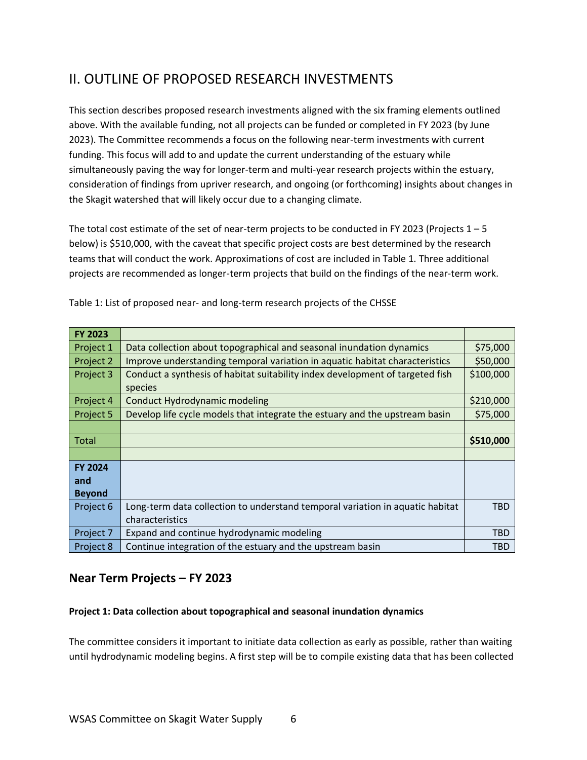# II. OUTLINE OF PROPOSED RESEARCH INVESTMENTS

This section describes proposed research investments aligned with the six framing elements outlined above. With the available funding, not all projects can be funded or completed in FY 2023 (by June 2023). The Committee recommends a focus on the following near-term investments with current funding. This focus will add to and update the current understanding of the estuary while simultaneously paving the way for longer-term and multi-year research projects within the estuary, consideration of findings from upriver research, and ongoing (or forthcoming) insights about changes in the Skagit watershed that will likely occur due to a changing climate.

The total cost estimate of the set of near-term projects to be conducted in FY 2023 (Projects 1 – 5 below) is $510,000, with the caveat that specific project costs are best determined by the research teams that will conduct the work. Approximations of cost are included in Table 1. Three additional projects are recommended as longer-term projects that build on the findings of the near-term work.

Table 1: List of proposed near- and long-term research projects of the CHSSE

| **FY 2023** | | |
|---|---|---|
| Project 1 | Data collection about topographical and seasonal inundation dynamics | $75,000 |
| Project 2 | Improve understanding temporal variation in aquatic habitat characteristics | $50,000 |
| Project 3 | Conduct a synthesis of habitat suitability index development of targeted fish species | $100,000 |
| Project 4 | Conduct Hydrodynamic modeling | $210,000 |
| Project 5 | Develop life cycle models that integrate the estuary and the upstream basin | $75,000 |
| | | |
| Total | | **$510,000** |
| | | |
| **FY 2024 and Beyond** | | |
| Project 6 | Long-term data collection to understand temporal variation in aquatic habitat characteristics | TBD |
| Project 7 | Expand and continue hydrodynamic modeling | TBD |
| Project 8 | Continue integration of the estuary and the upstream basin | TBD |

## Near Term Projects – FY 2023

**Project 1: Data collection about topographical and seasonal inundation dynamics**

The committee considers it important to initiate data collection as early as possible, rather than waiting until hydrodynamic modeling begins. A first step will be to compile existing data that has been collected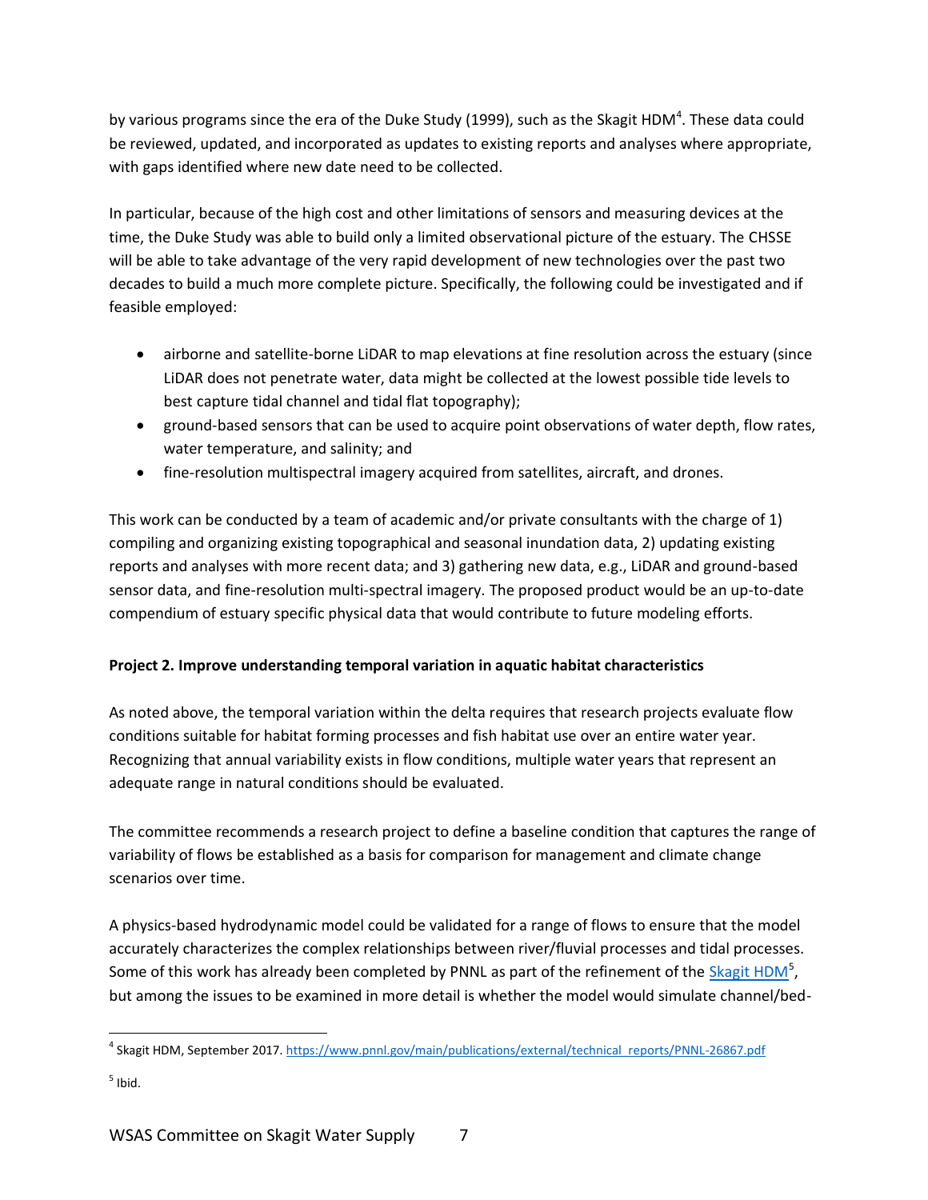by various programs since the era of the Duke Study (1999), such as the Skagit HDM[4]. These data could be reviewed, updated, and incorporated as updates to existing reports and analyses where appropriate, with gaps identified where new date need to be collected.

In particular, because of the high cost and other limitations of sensors and measuring devices at the time, the Duke Study was able to build only a limited observational picture of the estuary. The CHSSE will be able to take advantage of the very rapid development of new technologies over the past two decades to build a much more complete picture. Specifically, the following could be investigated and if feasible employed:

- airborne and satellite-borne LiDAR to map elevations at fine resolution across the estuary (since LiDAR does not penetrate water, data might be collected at the lowest possible tide levels to best capture tidal channel and tidal flat topography);
- ground-based sensors that can be used to acquire point observations of water depth, flow rates, water temperature, and salinity; and
- fine-resolution multispectral imagery acquired from satellites, aircraft, and drones.

This work can be conducted by a team of academic and/or private consultants with the charge of 1) compiling and organizing existing topographical and seasonal inundation data, 2) updating existing reports and analyses with more recent data; and 3) gathering new data, e.g., LiDAR and ground-based sensor data, and fine-resolution multi-spectral imagery. The proposed product would be an up-to-date compendium of estuary specific physical data that would contribute to future modeling efforts.

**Project 2. Improve understanding temporal variation in aquatic habitat characteristics**

As noted above, the temporal variation within the delta requires that research projects evaluate flow conditions suitable for habitat forming processes and fish habitat use over an entire water year. Recognizing that annual variability exists in flow conditions, multiple water years that represent an adequate range in natural conditions should be evaluated.

The committee recommends a research project to define a baseline condition that captures the range of variability of flows be established as a basis for comparison for management and climate change scenarios over time.

A physics-based hydrodynamic model could be validated for a range of flows to ensure that the model accurately characterizes the complex relationships between river/fluvial processes and tidal processes. Some of this work has already been completed by PNNL as part of the refinement of the Skagit HDM[5], but among the issues to be examined in more detail is whether the model would simulate channel/bed-

[4] Skagit HDM, September 2017. https://www.pnnl.gov/main/publications/external/technical_reports/PNNL-26867.pdf

[5] Ibid.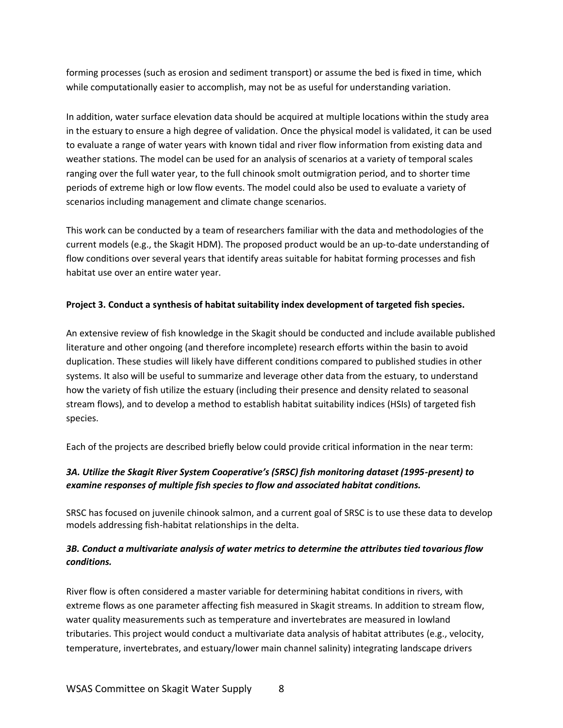forming processes (such as erosion and sediment transport) or assume the bed is fixed in time, which while computationally easier to accomplish, may not be as useful for understanding variation.

In addition, water surface elevation data should be acquired at multiple locations within the study area in the estuary to ensure a high degree of validation. Once the physical model is validated, it can be used to evaluate a range of water years with known tidal and river flow information from existing data and weather stations. The model can be used for an analysis of scenarios at a variety of temporal scales ranging over the full water year, to the full chinook smolt outmigration period, and to shorter time periods of extreme high or low flow events. The model could also be used to evaluate a variety of scenarios including management and climate change scenarios.

This work can be conducted by a team of researchers familiar with the data and methodologies of the current models (e.g., the Skagit HDM). The proposed product would be an up-to-date understanding of flow conditions over several years that identify areas suitable for habitat forming processes and fish habitat use over an entire water year.

**Project 3. Conduct a synthesis of habitat suitability index development of targeted fish species.**

An extensive review of fish knowledge in the Skagit should be conducted and include available published literature and other ongoing (and therefore incomplete) research efforts within the basin to avoid duplication. These studies will likely have different conditions compared to published studies in other systems. It also will be useful to summarize and leverage other data from the estuary, to understand how the variety of fish utilize the estuary (including their presence and density related to seasonal stream flows), and to develop a method to establish habitat suitability indices (HSIs) of targeted fish species.

Each of the projects are described briefly below could provide critical information in the near term:

***3A. Utilize the Skagit River System Cooperative's (SRSC) fish monitoring dataset (1995-present) to examine responses of multiple fish species to flow and associated habitat conditions.***

SRSC has focused on juvenile chinook salmon, and a current goal of SRSC is to use these data to develop models addressing fish-habitat relationships in the delta.

***3B. Conduct a multivariate analysis of water metrics to determine the attributes tied tovarious flow conditions.***

River flow is often considered a master variable for determining habitat conditions in rivers, with extreme flows as one parameter affecting fish measured in Skagit streams. In addition to stream flow, water quality measurements such as temperature and invertebrates are measured in lowland tributaries. This project would conduct a multivariate data analysis of habitat attributes (e.g., velocity, temperature, invertebrates, and estuary/lower main channel salinity) integrating landscape drivers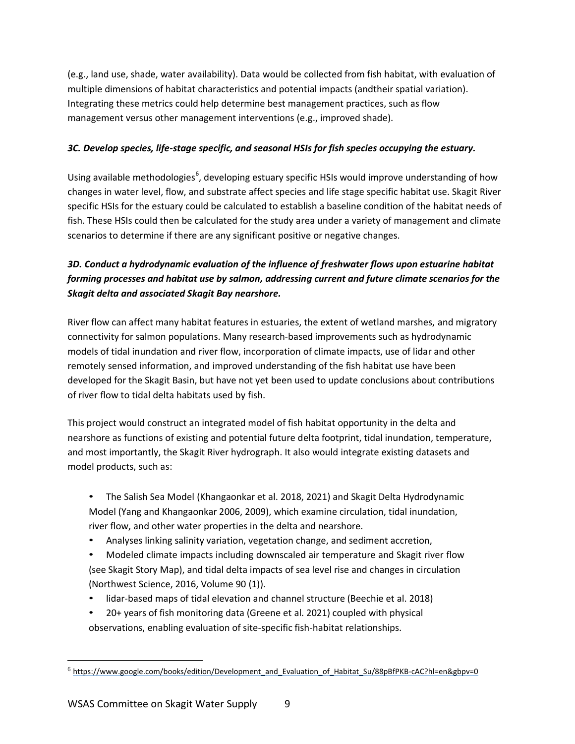(e.g., land use, shade, water availability). Data would be collected from fish habitat, with evaluation of multiple dimensions of habitat characteristics and potential impacts (andtheir spatial variation). Integrating these metrics could help determine best management practices, such as flow management versus other management interventions (e.g., improved shade).

***3C. Develop species, life-stage specific, and seasonal HSIs for fish species occupying the estuary.***

Using available methodologies[6], developing estuary specific HSIs would improve understanding of how changes in water level, flow, and substrate affect species and life stage specific habitat use. Skagit River specific HSIs for the estuary could be calculated to establish a baseline condition of the habitat needs of fish. These HSIs could then be calculated for the study area under a variety of management and climate scenarios to determine if there are any significant positive or negative changes.

***3D. Conduct a hydrodynamic evaluation of the influence of freshwater flows upon estuarine habitat forming processes and habitat use by salmon, addressing current and future climate scenarios for the Skagit delta and associated Skagit Bay nearshore.***

River flow can affect many habitat features in estuaries, the extent of wetland marshes, and migratory connectivity for salmon populations. Many research-based improvements such as hydrodynamic models of tidal inundation and river flow, incorporation of climate impacts, use of lidar and other remotely sensed information, and improved understanding of the fish habitat use have been developed for the Skagit Basin, but have not yet been used to update conclusions about contributions of river flow to tidal delta habitats used by fish.

This project would construct an integrated model of fish habitat opportunity in the delta and nearshore as functions of existing and potential future delta footprint, tidal inundation, temperature, and most importantly, the Skagit River hydrograph. It also would integrate existing datasets and model products, such as:

- The Salish Sea Model (Khangaonkar et al. 2018, 2021) and Skagit Delta Hydrodynamic Model (Yang and Khangaonkar 2006, 2009), which examine circulation, tidal inundation, river flow, and other water properties in the delta and nearshore.
- Analyses linking salinity variation, vegetation change, and sediment accretion,
- Modeled climate impacts including downscaled air temperature and Skagit river flow (see Skagit Story Map), and tidal delta impacts of sea level rise and changes in circulation (Northwest Science, 2016, Volume 90 (1)).
- lidar-based maps of tidal elevation and channel structure (Beechie et al. 2018)
- 20+ years of fish monitoring data (Greene et al. 2021) coupled with physical observations, enabling evaluation of site-specific fish-habitat relationships.

[6] https://www.google.com/books/edition/Development_and_Evaluation_of_Habitat_Su/88pBfPKB-cAC?hl=en&gbpv=0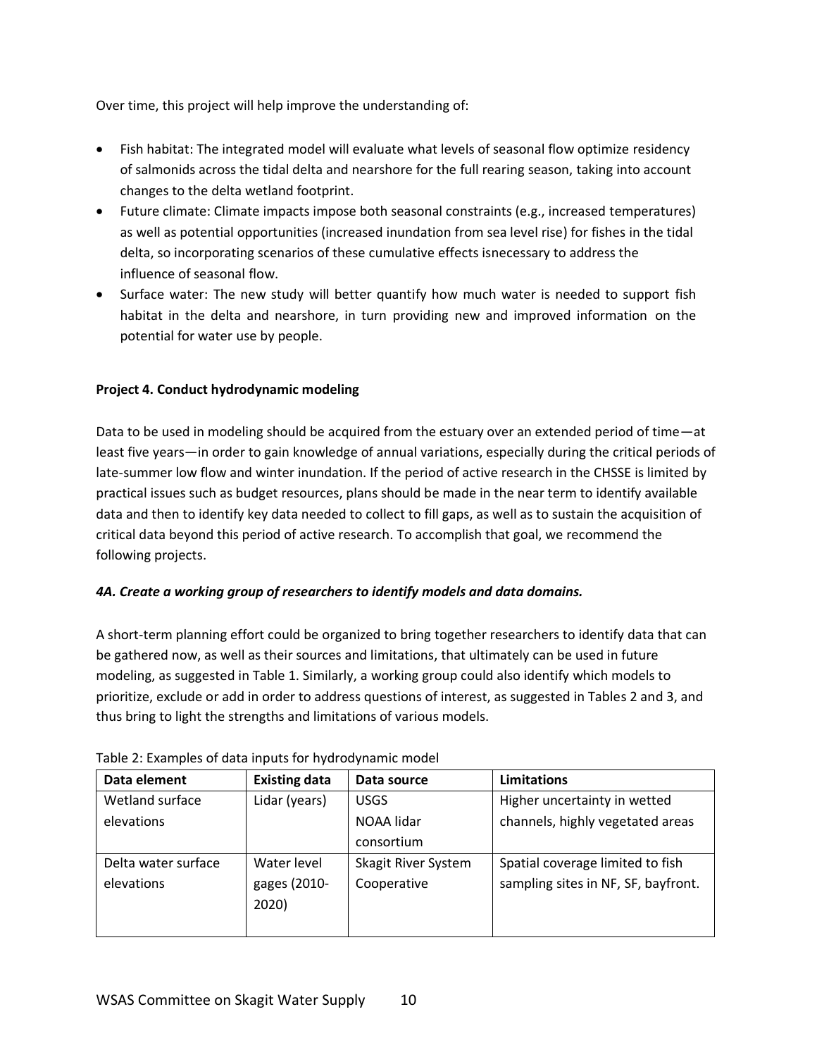Over time, this project will help improve the understanding of:

- Fish habitat: The integrated model will evaluate what levels of seasonal flow optimize residency of salmonids across the tidal delta and nearshore for the full rearing season, taking into account changes to the delta wetland footprint.
- Future climate: Climate impacts impose both seasonal constraints (e.g., increased temperatures) as well as potential opportunities (increased inundation from sea level rise) for fishes in the tidal delta, so incorporating scenarios of these cumulative effects isnecessary to address the influence of seasonal flow.
- Surface water: The new study will better quantify how much water is needed to support fish habitat in the delta and nearshore, in turn providing new and improved information on the potential for water use by people.

**Project 4. Conduct hydrodynamic modeling**

Data to be used in modeling should be acquired from the estuary over an extended period of time—at least five years—in order to gain knowledge of annual variations, especially during the critical periods of late-summer low flow and winter inundation. If the period of active research in the CHSSE is limited by practical issues such as budget resources, plans should be made in the near term to identify available data and then to identify key data needed to collect to fill gaps, as well as to sustain the acquisition of critical data beyond this period of active research. To accomplish that goal, we recommend the following projects.

***4A. Create a working group of researchers to identify models and data domains.***

A short-term planning effort could be organized to bring together researchers to identify data that can be gathered now, as well as their sources and limitations, that ultimately can be used in future modeling, as suggested in Table 1. Similarly, a working group could also identify which models to prioritize, exclude or add in order to address questions of interest, as suggested in Tables 2 and 3, and thus bring to light the strengths and limitations of various models.

Table 2: Examples of data inputs for hydrodynamic model

| Data element | Existing data | Data source | Limitations |
|---|---|---|---|
| Wetland surface elevations | Lidar (years) | USGS NOAA lidar consortium | Higher uncertainty in wetted channels, highly vegetated areas |
| Delta water surface elevations | Water level gages (2010-2020) | Skagit River System Cooperative | Spatial coverage limited to fish sampling sites in NF, SF, bayfront. |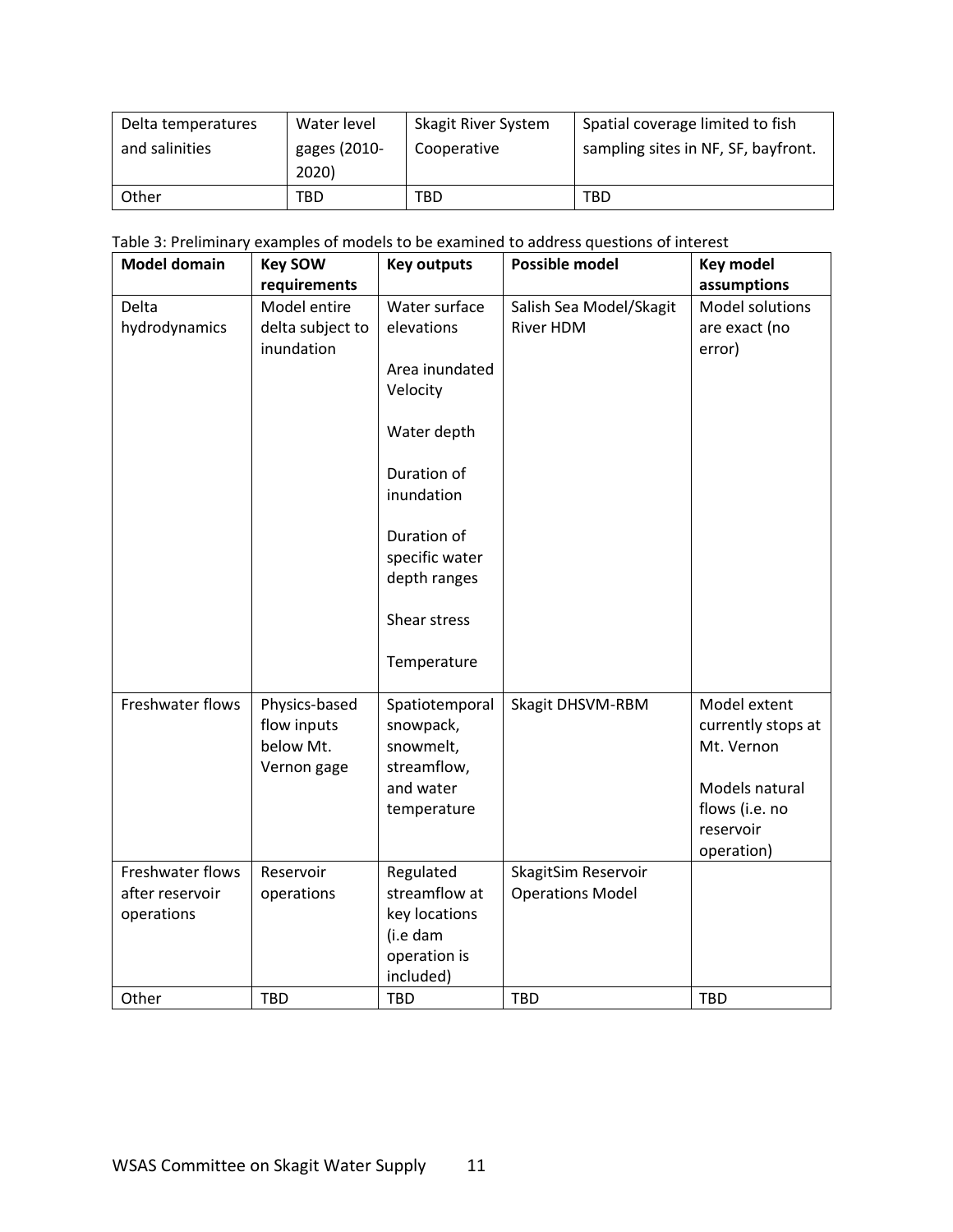| Delta temperatures and salinities | Water level gages (2010-2020) | Skagit River System Cooperative | Spatial coverage limited to fish sampling sites in NF, SF, bayfront. |
|---|---|---|---|
| Other | TBD | TBD | TBD |

Table 3: Preliminary examples of models to be examined to address questions of interest

| Model domain | Key SOW requirements | Key outputs | Possible model | Key model assumptions |
|---|---|---|---|---|
| Delta hydrodynamics | Model entire delta subject to inundation | Water surface elevations<br><br>Area inundated<br>Velocity<br><br>Water depth<br><br>Duration of inundation<br><br>Duration of specific water depth ranges<br><br>Shear stress<br><br>Temperature | Salish Sea Model/Skagit River HDM | Model solutions are exact (no error) |
| Freshwater flows | Physics-based flow inputs below Mt. Vernon gage | Spatiotemporal snowpack, snowmelt, streamflow, and water temperature | Skagit DHSVM-RBM | Model extent currently stops at Mt. Vernon<br><br>Models natural flows (i.e. no reservoir operation) |
| Freshwater flows after reservoir operations | Reservoir operations | Regulated streamflow at key locations (i.e dam operation is included) | SkagitSim Reservoir Operations Model | |
| Other | TBD | TBD | TBD | TBD |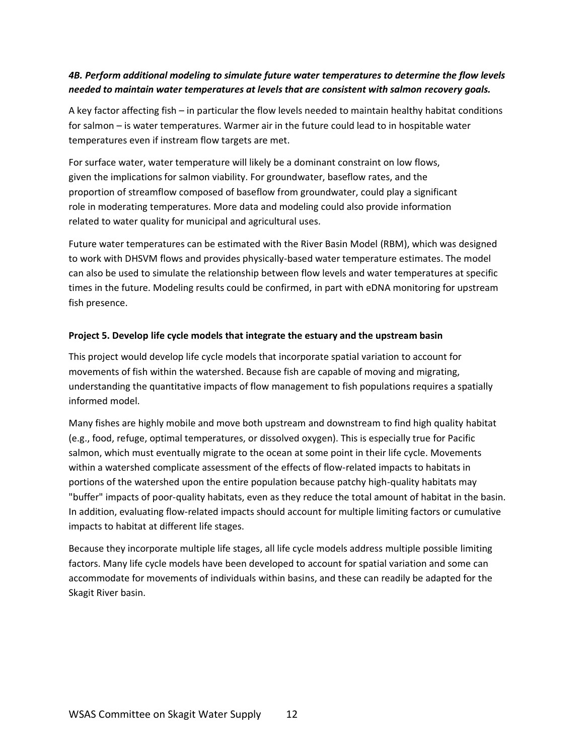***4B. Perform additional modeling to simulate future water temperatures to determine the flow levels needed to maintain water temperatures at levels that are consistent with salmon recovery goals.***

A key factor affecting fish – in particular the flow levels needed to maintain healthy habitat conditions for salmon – is water temperatures. Warmer air in the future could lead to in hospitable water temperatures even if instream flow targets are met.

For surface water, water temperature will likely be a dominant constraint on low flows, given the implications for salmon viability. For groundwater, baseflow rates, and the proportion of streamflow composed of baseflow from groundwater, could play a significant role in moderating temperatures. More data and modeling could also provide information related to water quality for municipal and agricultural uses.

Future water temperatures can be estimated with the River Basin Model (RBM), which was designed to work with DHSVM flows and provides physically-based water temperature estimates. The model can also be used to simulate the relationship between flow levels and water temperatures at specific times in the future. Modeling results could be confirmed, in part with eDNA monitoring for upstream fish presence.

**Project 5. Develop life cycle models that integrate the estuary and the upstream basin**

This project would develop life cycle models that incorporate spatial variation to account for movements of fish within the watershed. Because fish are capable of moving and migrating, understanding the quantitative impacts of flow management to fish populations requires a spatially informed model.

Many fishes are highly mobile and move both upstream and downstream to find high quality habitat (e.g., food, refuge, optimal temperatures, or dissolved oxygen). This is especially true for Pacific salmon, which must eventually migrate to the ocean at some point in their life cycle. Movements within a watershed complicate assessment of the effects of flow-related impacts to habitats in portions of the watershed upon the entire population because patchy high-quality habitats may "buffer" impacts of poor-quality habitats, even as they reduce the total amount of habitat in the basin. In addition, evaluating flow-related impacts should account for multiple limiting factors or cumulative impacts to habitat at different life stages.

Because they incorporate multiple life stages, all life cycle models address multiple possible limiting factors. Many life cycle models have been developed to account for spatial variation and some can accommodate for movements of individuals within basins, and these can readily be adapted for the Skagit River basin.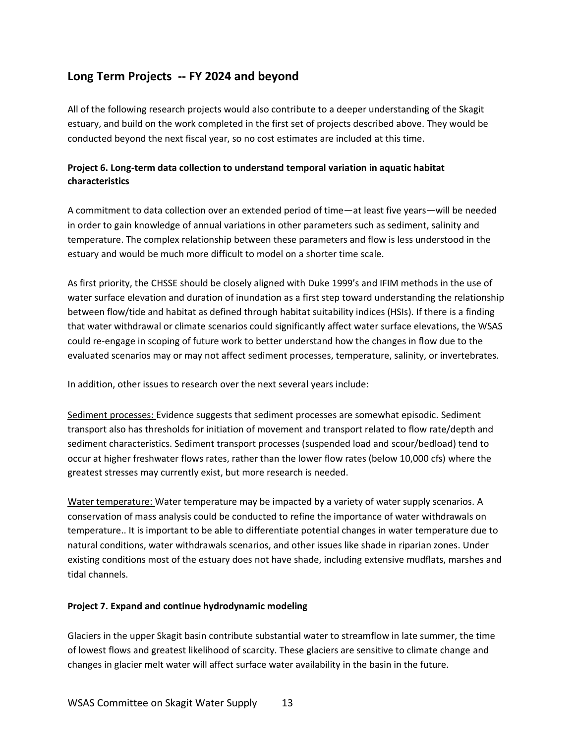## Long Term Projects -- FY 2024 and beyond

All of the following research projects would also contribute to a deeper understanding of the Skagit estuary, and build on the work completed in the first set of projects described above. They would be conducted beyond the next fiscal year, so no cost estimates are included at this time.

### Project 6. Long-term data collection to understand temporal variation in aquatic habitat characteristics

A commitment to data collection over an extended period of time—at least five years—will be needed in order to gain knowledge of annual variations in other parameters such as sediment, salinity and temperature. The complex relationship between these parameters and flow is less understood in the estuary and would be much more difficult to model on a shorter time scale.

As first priority, the CHSSE should be closely aligned with Duke 1999's and IFIM methods in the use of water surface elevation and duration of inundation as a first step toward understanding the relationship between flow/tide and habitat as defined through habitat suitability indices (HSIs). If there is a finding that water withdrawal or climate scenarios could significantly affect water surface elevations, the WSAS could re-engage in scoping of future work to better understand how the changes in flow due to the evaluated scenarios may or may not affect sediment processes, temperature, salinity, or invertebrates.

In addition, other issues to research over the next several years include:

<u>Sediment processes:</u> Evidence suggests that sediment processes are somewhat episodic. Sediment transport also has thresholds for initiation of movement and transport related to flow rate/depth and sediment characteristics. Sediment transport processes (suspended load and scour/bedload) tend to occur at higher freshwater flows rates, rather than the lower flow rates (below 10,000 cfs) where the greatest stresses may currently exist, but more research is needed.

<u>Water temperature:</u> Water temperature may be impacted by a variety of water supply scenarios. A conservation of mass analysis could be conducted to refine the importance of water withdrawals on temperature.. It is important to be able to differentiate potential changes in water temperature due to natural conditions, water withdrawals scenarios, and other issues like shade in riparian zones. Under existing conditions most of the estuary does not have shade, including extensive mudflats, marshes and tidal channels.

### Project 7. Expand and continue hydrodynamic modeling

Glaciers in the upper Skagit basin contribute substantial water to streamflow in late summer, the time of lowest flows and greatest likelihood of scarcity. These glaciers are sensitive to climate change and changes in glacier melt water will affect surface water availability in the basin in the future.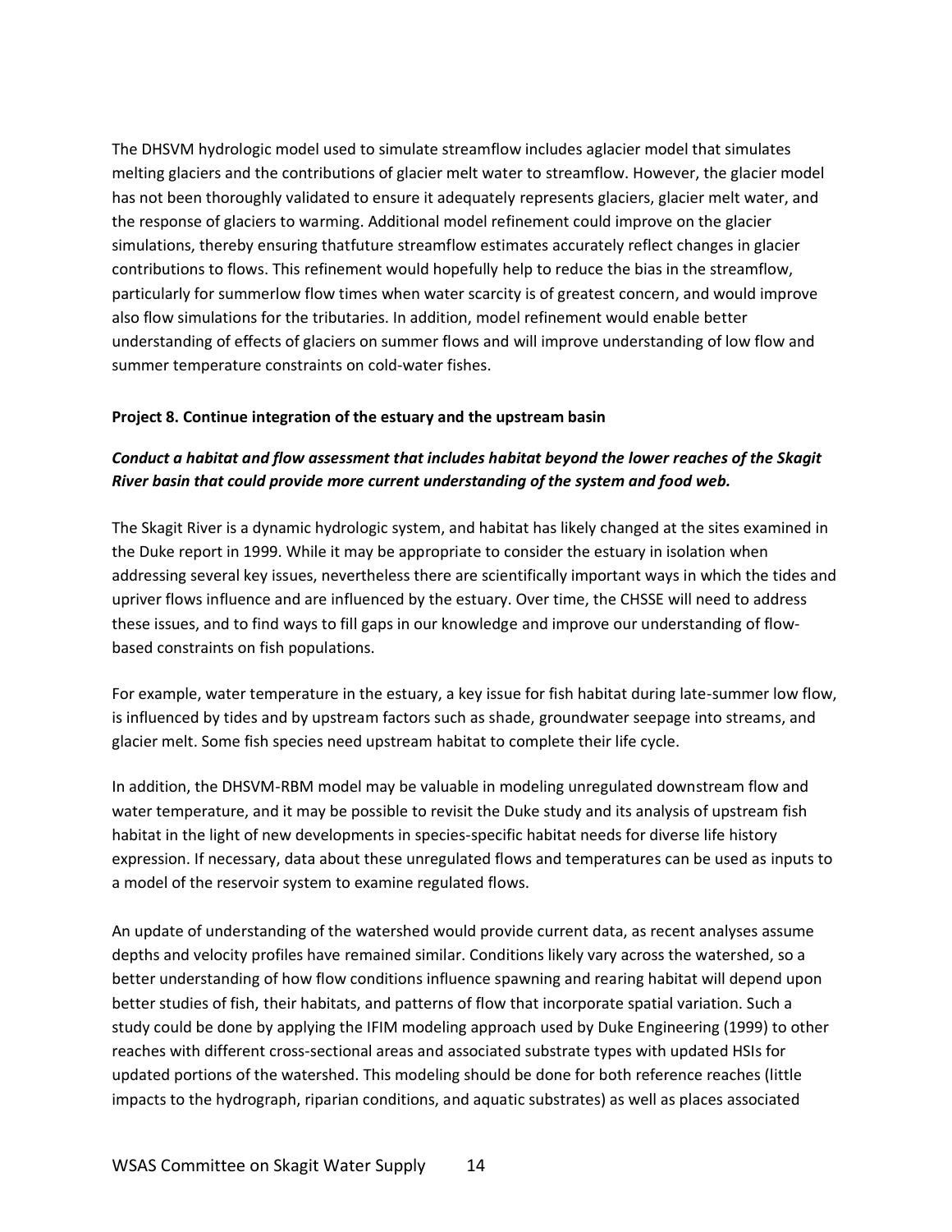The DHSVM hydrologic model used to simulate streamflow includes aglacier model that simulates melting glaciers and the contributions of glacier melt water to streamflow. However, the glacier model has not been thoroughly validated to ensure it adequately represents glaciers, glacier melt water, and the response of glaciers to warming. Additional model refinement could improve on the glacier simulations, thereby ensuring thatfuture streamflow estimates accurately reflect changes in glacier contributions to flows. This refinement would hopefully help to reduce the bias in the streamflow, particularly for summerlow flow times when water scarcity is of greatest concern, and would improve also flow simulations for the tributaries. In addition, model refinement would enable better understanding of effects of glaciers on summer flows and will improve understanding of low flow and summer temperature constraints on cold-water fishes.

**Project 8. Continue integration of the estuary and the upstream basin**

***Conduct a habitat and flow assessment that includes habitat beyond the lower reaches of the Skagit River basin that could provide more current understanding of the system and food web.***

The Skagit River is a dynamic hydrologic system, and habitat has likely changed at the sites examined in the Duke report in 1999. While it may be appropriate to consider the estuary in isolation when addressing several key issues, nevertheless there are scientifically important ways in which the tides and upriver flows influence and are influenced by the estuary. Over time, the CHSSE will need to address these issues, and to find ways to fill gaps in our knowledge and improve our understanding of flow-based constraints on fish populations.

For example, water temperature in the estuary, a key issue for fish habitat during late-summer low flow, is influenced by tides and by upstream factors such as shade, groundwater seepage into streams, and glacier melt. Some fish species need upstream habitat to complete their life cycle.

In addition, the DHSVM-RBM model may be valuable in modeling unregulated downstream flow and water temperature, and it may be possible to revisit the Duke study and its analysis of upstream fish habitat in the light of new developments in species-specific habitat needs for diverse life history expression. If necessary, data about these unregulated flows and temperatures can be used as inputs to a model of the reservoir system to examine regulated flows.

An update of understanding of the watershed would provide current data, as recent analyses assume depths and velocity profiles have remained similar. Conditions likely vary across the watershed, so a better understanding of how flow conditions influence spawning and rearing habitat will depend upon better studies of fish, their habitats, and patterns of flow that incorporate spatial variation. Such a study could be done by applying the IFIM modeling approach used by Duke Engineering (1999) to other reaches with different cross-sectional areas and associated substrate types with updated HSIs for updated portions of the watershed. This modeling should be done for both reference reaches (little impacts to the hydrograph, riparian conditions, and aquatic substrates) as well as places associated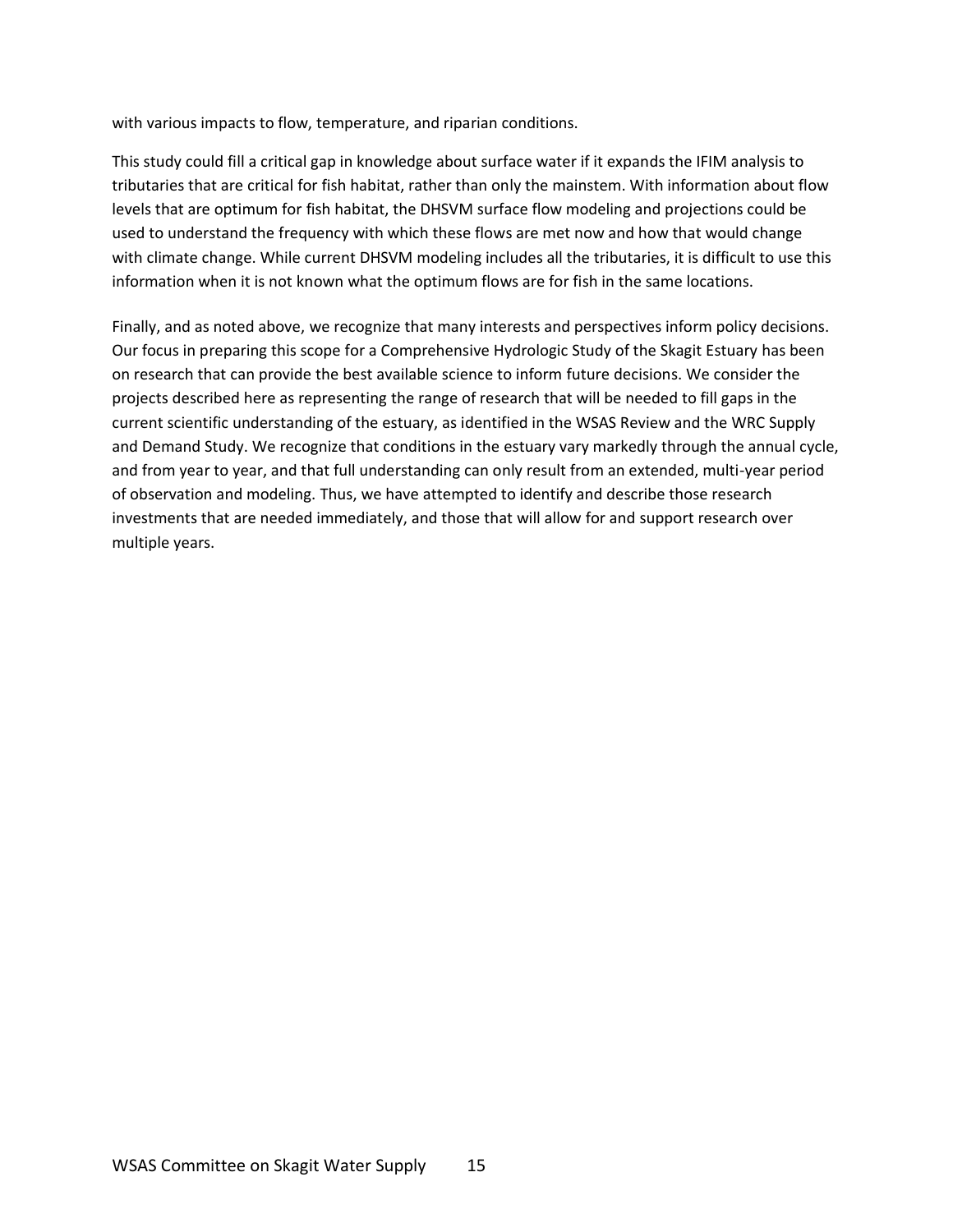with various impacts to flow, temperature, and riparian conditions.

This study could fill a critical gap in knowledge about surface water if it expands the IFIM analysis to tributaries that are critical for fish habitat, rather than only the mainstem. With information about flow levels that are optimum for fish habitat, the DHSVM surface flow modeling and projections could be used to understand the frequency with which these flows are met now and how that would change with climate change. While current DHSVM modeling includes all the tributaries, it is difficult to use this information when it is not known what the optimum flows are for fish in the same locations.

Finally, and as noted above, we recognize that many interests and perspectives inform policy decisions. Our focus in preparing this scope for a Comprehensive Hydrologic Study of the Skagit Estuary has been on research that can provide the best available science to inform future decisions. We consider the projects described here as representing the range of research that will be needed to fill gaps in the current scientific understanding of the estuary, as identified in the WSAS Review and the WRC Supply and Demand Study. We recognize that conditions in the estuary vary markedly through the annual cycle, and from year to year, and that full understanding can only result from an extended, multi-year period of observation and modeling. Thus, we have attempted to identify and describe those research investments that are needed immediately, and those that will allow for and support research over multiple years.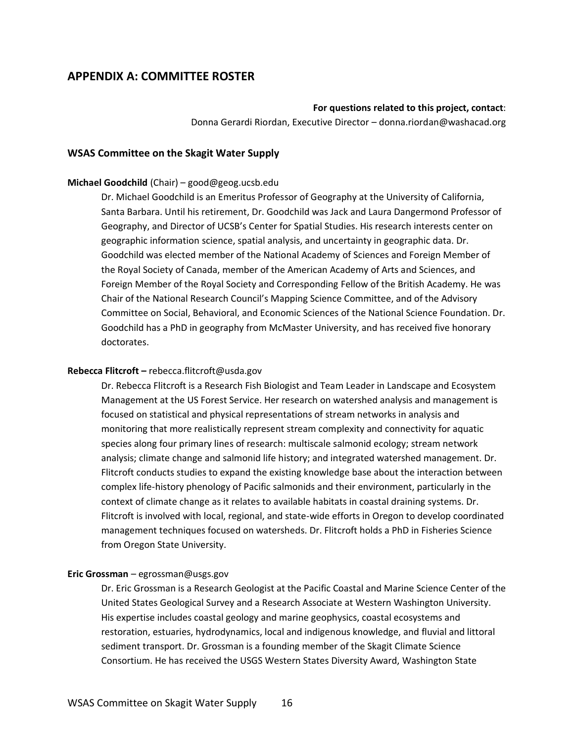## APPENDIX A: COMMITTEE ROSTER

**For questions related to this project, contact**:
Donna Gerardi Riordan, Executive Director – donna.riordan@washacad.org

### WSAS Committee on the Skagit Water Supply

**Michael Goodchild** (Chair) – good@geog.ucsb.edu

Dr. Michael Goodchild is an Emeritus Professor of Geography at the University of California, Santa Barbara. Until his retirement, Dr. Goodchild was Jack and Laura Dangermond Professor of Geography, and Director of UCSB's Center for Spatial Studies. His research interests center on geographic information science, spatial analysis, and uncertainty in geographic data. Dr. Goodchild was elected member of the National Academy of Sciences and Foreign Member of the Royal Society of Canada, member of the American Academy of Arts and Sciences, and Foreign Member of the Royal Society and Corresponding Fellow of the British Academy. He was Chair of the National Research Council's Mapping Science Committee, and of the Advisory Committee on Social, Behavioral, and Economic Sciences of the National Science Foundation. Dr. Goodchild has a PhD in geography from McMaster University, and has received five honorary doctorates.

**Rebecca Flitcroft –** rebecca.flitcroft@usda.gov

Dr. Rebecca Flitcroft is a Research Fish Biologist and Team Leader in Landscape and Ecosystem Management at the US Forest Service. Her research on watershed analysis and management is focused on statistical and physical representations of stream networks in analysis and monitoring that more realistically represent stream complexity and connectivity for aquatic species along four primary lines of research: multiscale salmonid ecology; stream network analysis; climate change and salmonid life history; and integrated watershed management. Dr. Flitcroft conducts studies to expand the existing knowledge base about the interaction between complex life-history phenology of Pacific salmonids and their environment, particularly in the context of climate change as it relates to available habitats in coastal draining systems. Dr. Flitcroft is involved with local, regional, and state-wide efforts in Oregon to develop coordinated management techniques focused on watersheds. Dr. Flitcroft holds a PhD in Fisheries Science from Oregon State University.

**Eric Grossman** – egrossman@usgs.gov

Dr. Eric Grossman is a Research Geologist at the Pacific Coastal and Marine Science Center of the United States Geological Survey and a Research Associate at Western Washington University. His expertise includes coastal geology and marine geophysics, coastal ecosystems and restoration, estuaries, hydrodynamics, local and indigenous knowledge, and fluvial and littoral sediment transport. Dr. Grossman is a founding member of the Skagit Climate Science Consortium. He has received the USGS Western States Diversity Award, Washington State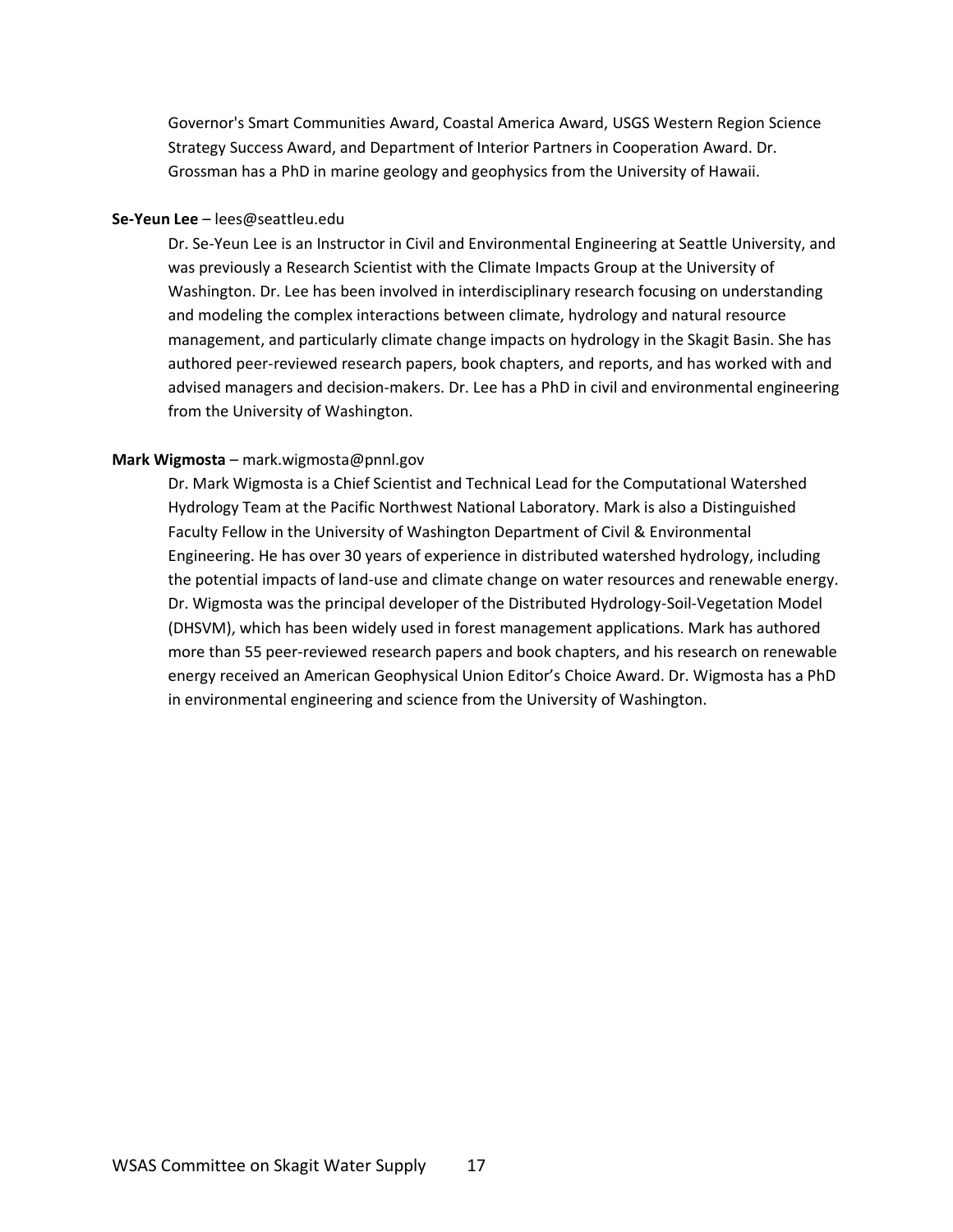Governor's Smart Communities Award, Coastal America Award, USGS Western Region Science Strategy Success Award, and Department of Interior Partners in Cooperation Award. Dr. Grossman has a PhD in marine geology and geophysics from the University of Hawaii.

**Se-Yeun Lee** – lees@seattleu.edu

Dr. Se-Yeun Lee is an Instructor in Civil and Environmental Engineering at Seattle University, and was previously a Research Scientist with the Climate Impacts Group at the University of Washington. Dr. Lee has been involved in interdisciplinary research focusing on understanding and modeling the complex interactions between climate, hydrology and natural resource management, and particularly climate change impacts on hydrology in the Skagit Basin. She has authored peer-reviewed research papers, book chapters, and reports, and has worked with and advised managers and decision-makers. Dr. Lee has a PhD in civil and environmental engineering from the University of Washington.

**Mark Wigmosta** – mark.wigmosta@pnnl.gov

Dr. Mark Wigmosta is a Chief Scientist and Technical Lead for the Computational Watershed Hydrology Team at the Pacific Northwest National Laboratory. Mark is also a Distinguished Faculty Fellow in the University of Washington Department of Civil & Environmental Engineering. He has over 30 years of experience in distributed watershed hydrology, including the potential impacts of land-use and climate change on water resources and renewable energy. Dr. Wigmosta was the principal developer of the Distributed Hydrology-Soil-Vegetation Model (DHSVM), which has been widely used in forest management applications. Mark has authored more than 55 peer-reviewed research papers and book chapters, and his research on renewable energy received an American Geophysical Union Editor's Choice Award. Dr. Wigmosta has a PhD in environmental engineering and science from the University of Washington.